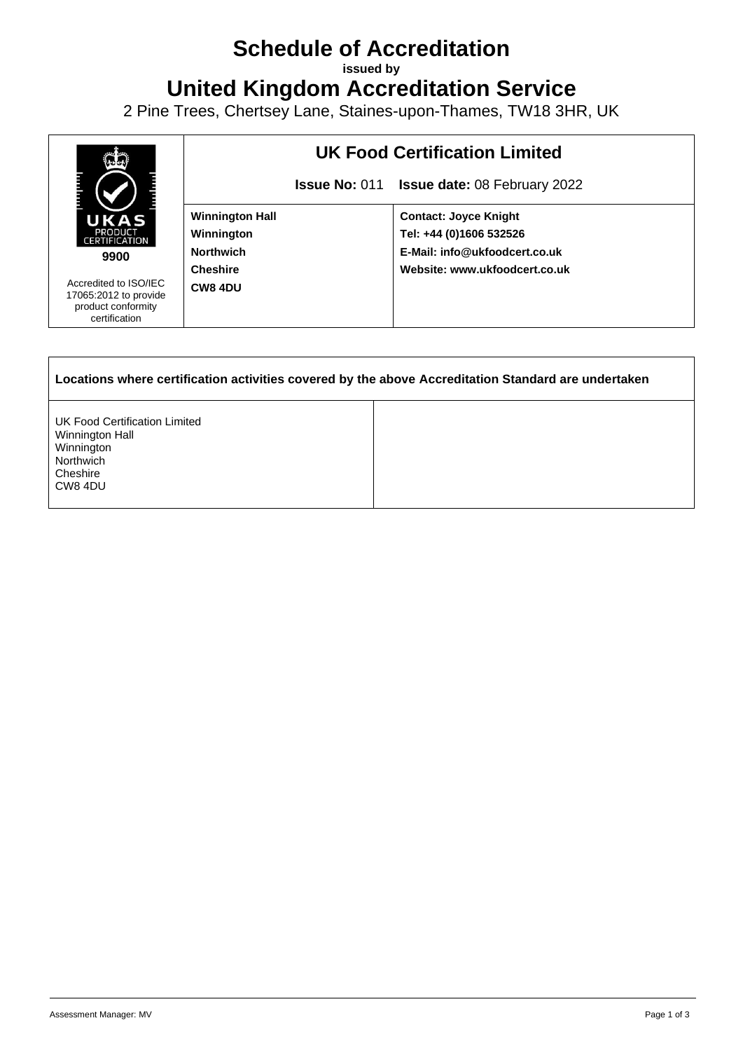# Schedule of Accreditation

**issued by**

## United Kingdom Accreditation Service

2 Pine Trees, Chertsey Lane, Staines-upon-Thames, TW18 3HR, UK

| UKAS PRODUCT CERTIFICATION 9900 | UK Food Certification Limited | |
|---|---|---|
| | **Issue No:** 011 | **Issue date:** 08 February 2022 |
| Accredited to ISO/IEC 17065:2012 to provide product conformity certification | **Winnington Hall**<br>**Winnington**<br>**Northwich**<br>**Cheshire**<br>**CW8 4DU** | **Contact: Joyce Knight**<br>**Tel: +44 (0)1606 532526**<br>**E-Mail: info@ukfoodcert.co.uk**<br>**Website: www.ukfoodcert.co.uk** |

| **Locations where certification activities covered by the above Accreditation Standard are undertaken** | |
|---|---|
| UK Food Certification Limited<br>Winnington Hall<br>Winnington<br>Northwich<br>Cheshire<br>CW8 4DU | |

Assessment Manager: MV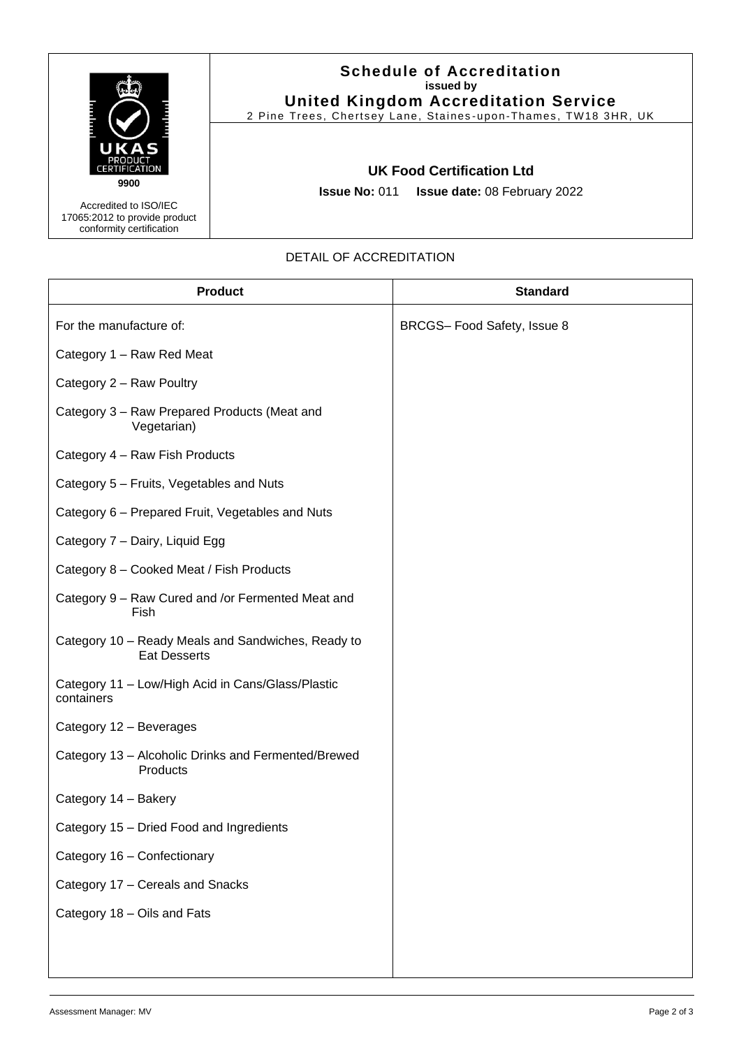9900

Accredited to ISO/IEC 17065:2012 to provide product conformity certification

**Schedule of Accreditation**
**issued by**
**United Kingdom Accreditation Service**
2 Pine Trees, Chertsey Lane, Staines-upon-Thames, TW18 3HR, UK

**UK Food Certification Ltd**

**Issue No:** 011 **Issue date:** 08 February 2022

DETAIL OF ACCREDITATION

| Product | Standard |
| --- | --- |
| For the manufacture of:<br><br>Category 1 – Raw Red Meat<br><br>Category 2 – Raw Poultry<br><br>Category 3 – Raw Prepared Products (Meat and Vegetarian)<br><br>Category 4 – Raw Fish Products<br><br>Category 5 – Fruits, Vegetables and Nuts<br><br>Category 6 – Prepared Fruit, Vegetables and Nuts<br><br>Category 7 – Dairy, Liquid Egg<br><br>Category 8 – Cooked Meat / Fish Products<br><br>Category 9 – Raw Cured and /or Fermented Meat and Fish<br><br>Category 10 – Ready Meals and Sandwiches, Ready to Eat Desserts<br><br>Category 11 – Low/High Acid in Cans/Glass/Plastic containers<br><br>Category 12 – Beverages<br><br>Category 13 – Alcoholic Drinks and Fermented/Brewed Products<br><br>Category 14 – Bakery<br><br>Category 15 – Dried Food and Ingredients<br><br>Category 16 – Confectionary<br><br>Category 17 – Cereals and Snacks<br><br>Category 18 – Oils and Fats | BRCGS– Food Safety, Issue 8 |

Assessment Manager: MV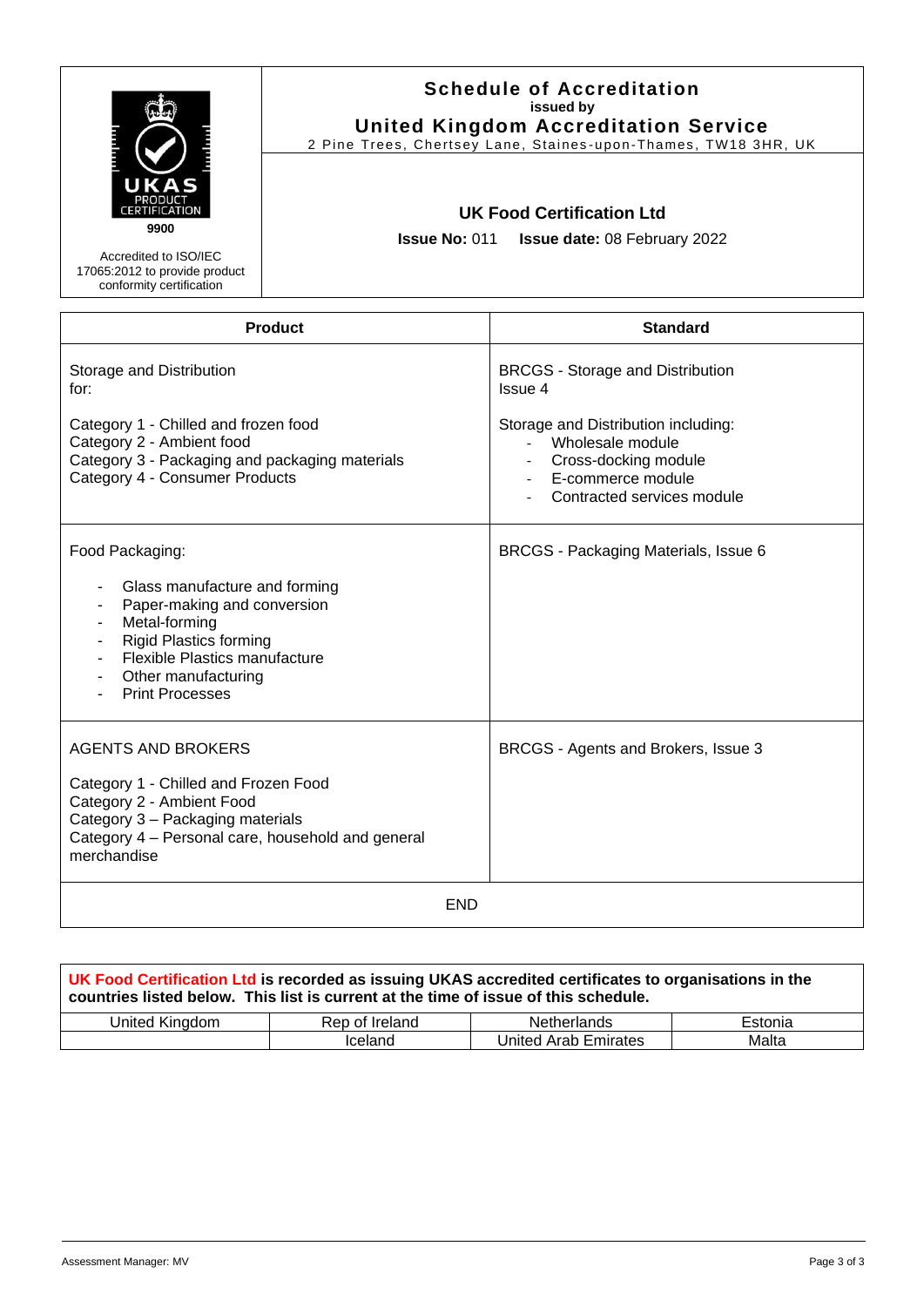UKAS PRODUCT CERTIFICATION
9900

Accredited to ISO/IEC 17065:2012 to provide product conformity certification

# Schedule of Accreditation
**issued by**
## United Kingdom Accreditation Service
2 Pine Trees, Chertsey Lane, Staines-upon-Thames, TW18 3HR, UK

### UK Food Certification Ltd

**Issue No:** 011 **Issue date:** 08 February 2022

| Product | Standard |
|---|---|
| Storage and Distribution for:<br><br>Category 1 - Chilled and frozen food<br>Category 2 - Ambient food<br>Category 3 - Packaging and packaging materials<br>Category 4 - Consumer Products | BRCGS - Storage and Distribution Issue 4<br><br>Storage and Distribution including:<br>- Wholesale module<br>- Cross-docking module<br>- E-commerce module<br>- Contracted services module |
| Food Packaging:<br><br>- Glass manufacture and forming<br>- Paper-making and conversion<br>- Metal-forming<br>- Rigid Plastics forming<br>- Flexible Plastics manufacture<br>- Other manufacturing<br>- Print Processes | BRCGS - Packaging Materials, Issue 6 |
| AGENTS AND BROKERS<br><br>Category 1 - Chilled and Frozen Food<br>Category 2 - Ambient Food<br>Category 3 – Packaging materials<br>Category 4 – Personal care, household and general merchandise | BRCGS - Agents and Brokers, Issue 3 |
| END | |

**UK Food Certification Ltd is recorded as issuing UKAS accredited certificates to organisations in the countries listed below. This list is current at the time of issue of this schedule.**

| | | | |
|---|---|---|---|
| United Kingdom | Rep of Ireland | Netherlands | Estonia |
| | Iceland | United Arab Emirates | Malta |

Assessment Manager: MV